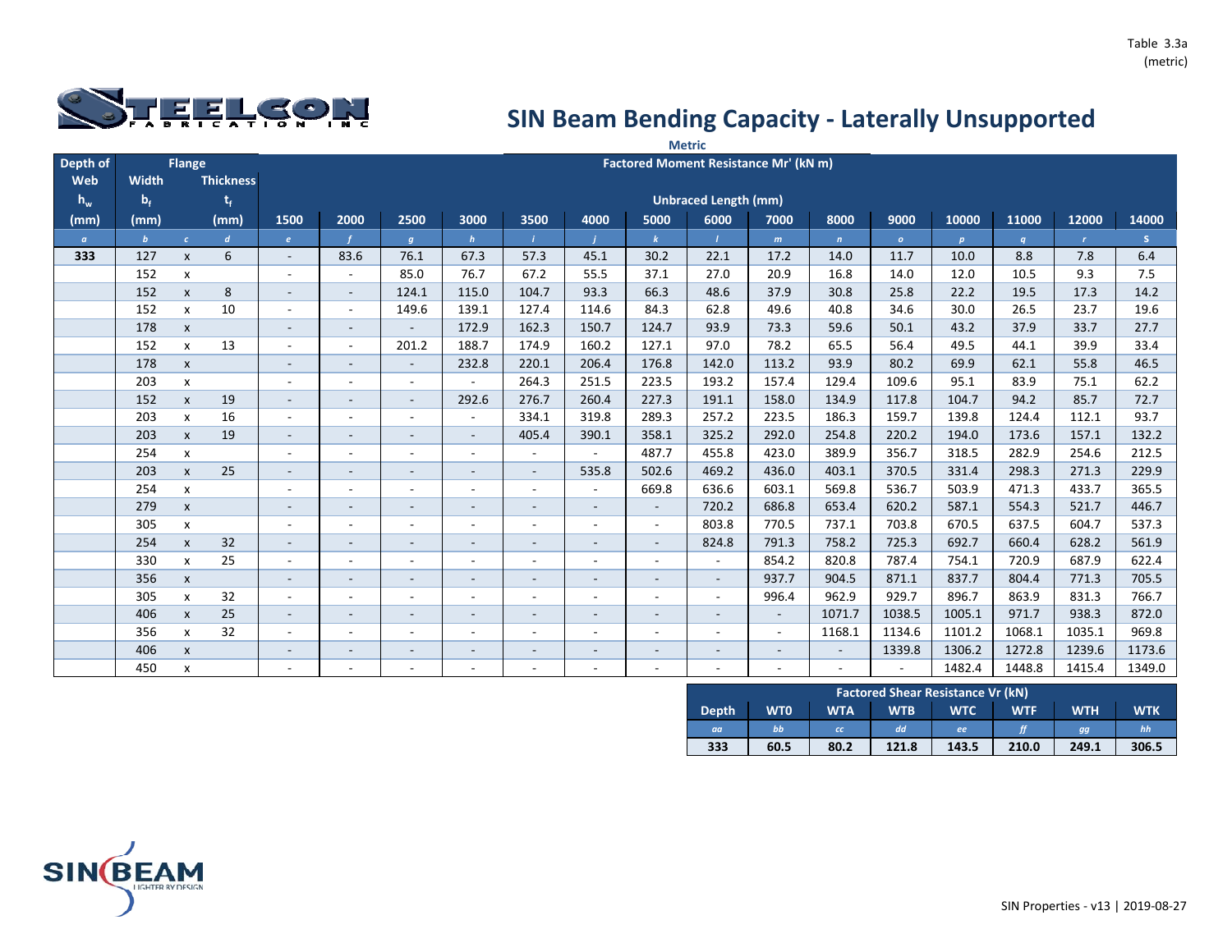Table 3.3a
(metric)

STEELCON FABRICATION INC

# SIN Beam Bending Capacity - Laterally Unsupported

**Metric**

| Depth of Web $h_w$ (mm) | Flange Width $b_f$ (mm) | | Flange Thickness $t_f$ (mm) | Factored Moment Resistance Mr' (kN m) — Unbraced Length (mm) 1500 | 2000 | 2500 | 3000 | 3500 | 4000 | 5000 | 6000 | 7000 | 8000 | 9000 | 10000 | 11000 | 12000 | 14000 |
|---|---|---|---|---|---|---|---|---|---|---|---|---|---|---|---|---|---|---|
| *a* | *b* | *c* | *d* | *e* | *f* | *g* | *h* | *i* | *j* | *k* | *l* | *m* | *n* | *o* | *p* | *q* | *r* | *s* |
| **333** | 127 | x | 6 | - | 83.6 | 76.1 | 67.3 | 57.3 | 45.1 | 30.2 | 22.1 | 17.2 | 14.0 | 11.7 | 10.0 | 8.8 | 7.8 | 6.4 |
| | 152 | x | | - | - | 85.0 | 76.7 | 67.2 | 55.5 | 37.1 | 27.0 | 20.9 | 16.8 | 14.0 | 12.0 | 10.5 | 9.3 | 7.5 |
| | 152 | x | 8 | - | - | 124.1 | 115.0 | 104.7 | 93.3 | 66.3 | 48.6 | 37.9 | 30.8 | 25.8 | 22.2 | 19.5 | 17.3 | 14.2 |
| | 152 | x | 10 | - | - | 149.6 | 139.1 | 127.4 | 114.6 | 84.3 | 62.8 | 49.6 | 40.8 | 34.6 | 30.0 | 26.5 | 23.7 | 19.6 |
| | 178 | x | | - | - | - | 172.9 | 162.3 | 150.7 | 124.7 | 93.9 | 73.3 | 59.6 | 50.1 | 43.2 | 37.9 | 33.7 | 27.7 |
| | 152 | x | 13 | - | - | 201.2 | 188.7 | 174.9 | 160.2 | 127.1 | 97.0 | 78.2 | 65.5 | 56.4 | 49.5 | 44.1 | 39.9 | 33.4 |
| | 178 | x | | - | - | - | 232.8 | 220.1 | 206.4 | 176.8 | 142.0 | 113.2 | 93.9 | 80.2 | 69.9 | 62.1 | 55.8 | 46.5 |
| | 203 | x | | - | - | - | - | 264.3 | 251.5 | 223.5 | 193.2 | 157.4 | 129.4 | 109.6 | 95.1 | 83.9 | 75.1 | 62.2 |
| | 152 | x | 19 | - | - | - | 292.6 | 276.7 | 260.4 | 227.3 | 191.1 | 158.0 | 134.9 | 117.8 | 104.7 | 94.2 | 85.7 | 72.7 |
| | 203 | x | 16 | - | - | - | - | 334.1 | 319.8 | 289.3 | 257.2 | 223.5 | 186.3 | 159.7 | 139.8 | 124.4 | 112.1 | 93.7 |
| | 203 | x | 19 | - | - | - | - | 405.4 | 390.1 | 358.1 | 325.2 | 292.0 | 254.8 | 220.2 | 194.0 | 173.6 | 157.1 | 132.2 |
| | 254 | x | | - | - | - | - | - | - | 487.7 | 455.8 | 423.0 | 389.9 | 356.7 | 318.5 | 282.9 | 254.6 | 212.5 |
| | 203 | x | 25 | - | - | - | - | - | 535.8 | 502.6 | 469.2 | 436.0 | 403.1 | 370.5 | 331.4 | 298.3 | 271.3 | 229.9 |
| | 254 | x | | - | - | - | - | - | - | 669.8 | 636.6 | 603.1 | 569.8 | 536.7 | 503.9 | 471.3 | 433.7 | 365.5 |
| | 279 | x | | - | - | - | - | - | - | - | 720.2 | 686.8 | 653.4 | 620.2 | 587.1 | 554.3 | 521.7 | 446.7 |
| | 305 | x | | - | - | - | - | - | - | - | 803.8 | 770.5 | 737.1 | 703.8 | 670.5 | 637.5 | 604.7 | 537.3 |
| | 254 | x | 32 | - | - | - | - | - | - | - | 824.8 | 791.3 | 758.2 | 725.3 | 692.7 | 660.4 | 628.2 | 561.9 |
| | 330 | x | 25 | - | - | - | - | - | - | - | - | 854.2 | 820.8 | 787.4 | 754.1 | 720.9 | 687.9 | 622.4 |
| | 356 | x | | - | - | - | - | - | - | - | - | 937.7 | 904.5 | 871.1 | 837.7 | 804.4 | 771.3 | 705.5 |
| | 305 | x | 32 | - | - | - | - | - | - | - | - | 996.4 | 962.9 | 929.7 | 896.7 | 863.9 | 831.3 | 766.7 |
| | 406 | x | 25 | - | - | - | - | - | - | - | - | - | 1071.7 | 1038.5 | 1005.1 | 971.7 | 938.3 | 872.0 |
| | 356 | x | 32 | - | - | - | - | - | - | - | - | - | 1168.1 | 1134.6 | 1101.2 | 1068.1 | 1035.1 | 969.8 |
| | 406 | x | | - | - | - | - | - | - | - | - | - | - | 1339.8 | 1306.2 | 1272.8 | 1239.6 | 1173.6 |
| | 450 | x | | - | - | - | - | - | - | - | - | - | - | - | 1482.4 | 1448.8 | 1415.4 | 1349.0 |

**Factored Shear Resistance Vr (kN)**

| Depth | WT0 | WTA | WTB | WTC | WTF | WTH | WTK |
|---|---|---|---|---|---|---|---|
| *aa* | *bb* | *cc* | *dd* | *ee* | *ff* | *gg* | *hh* |
| **333** | **60.5** | **80.2** | **121.8** | **143.5** | **210.0** | **249.1** | **306.5** |

SIN BEAM LIGHTER BY DESIGN

SIN Properties - v13 | 2019-08-27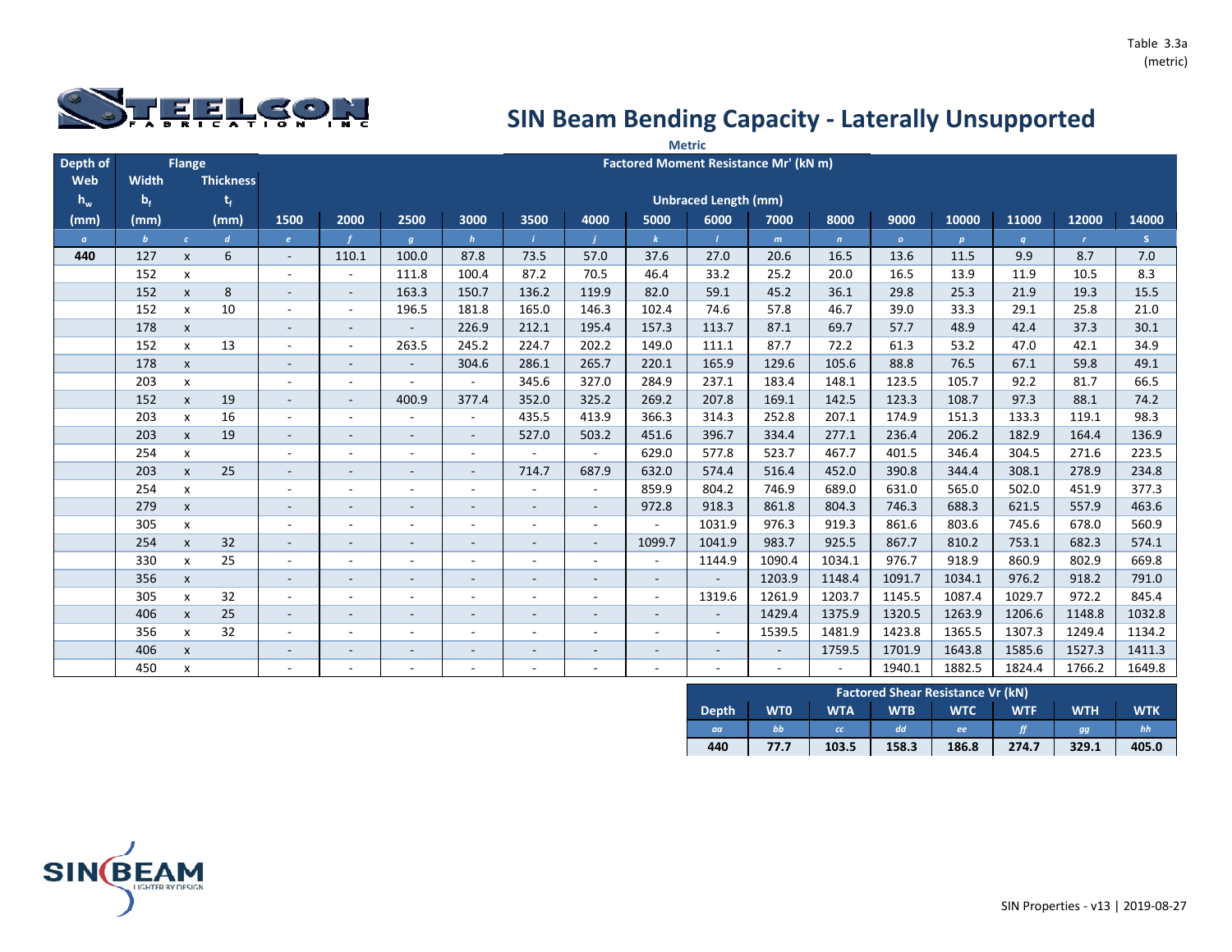Table 3.3a (metric)

# SIN Beam Bending Capacity - Laterally Unsupported

**Metric**

| Depth of Web $h_w$ (mm) | Flange Width $b_f$ (mm) | | Flange Thickness $t_f$ (mm) | Factored Moment Resistance Mr' (kN m) Unbraced Length (mm) 1500 | 2000 | 2500 | 3000 | 3500 | 4000 | 5000 | 6000 | 7000 | 8000 | 9000 | 10000 | 11000 | 12000 | 14000 |
|---|---|---|---|---|---|---|---|---|---|---|---|---|---|---|---|---|---|---|
| *a* | *b* | *c* | *d* | *e* | *f* | *g* | *h* | *i* | *j* | *k* | *l* | *m* | *n* | *o* | *p* | *q* | *r* | *s* |
| **440** | 127 | x | 6 | - | 110.1 | 100.0 | 87.8 | 73.5 | 57.0 | 37.6 | 27.0 | 20.6 | 16.5 | 13.6 | 11.5 | 9.9 | 8.7 | 7.0 |
| | 152 | x | | - | - | 111.8 | 100.4 | 87.2 | 70.5 | 46.4 | 33.2 | 25.2 | 20.0 | 16.5 | 13.9 | 11.9 | 10.5 | 8.3 |
| | 152 | x | 8 | - | - | 163.3 | 150.7 | 136.2 | 119.9 | 82.0 | 59.1 | 45.2 | 36.1 | 29.8 | 25.3 | 21.9 | 19.3 | 15.5 |
| | 152 | x | 10 | - | - | 196.5 | 181.8 | 165.0 | 146.3 | 102.4 | 74.6 | 57.8 | 46.7 | 39.0 | 33.3 | 29.1 | 25.8 | 21.0 |
| | 178 | x | | - | - | - | 226.9 | 212.1 | 195.4 | 157.3 | 113.7 | 87.1 | 69.7 | 57.7 | 48.9 | 42.4 | 37.3 | 30.1 |
| | 152 | x | 13 | - | - | 263.5 | 245.2 | 224.7 | 202.2 | 149.0 | 111.1 | 87.7 | 72.2 | 61.3 | 53.2 | 47.0 | 42.1 | 34.9 |
| | 178 | x | | - | - | - | 304.6 | 286.1 | 265.7 | 220.1 | 165.9 | 129.6 | 105.6 | 88.8 | 76.5 | 67.1 | 59.8 | 49.1 |
| | 203 | x | | - | - | - | - | 345.6 | 327.0 | 284.9 | 237.1 | 183.4 | 148.1 | 123.5 | 105.7 | 92.2 | 81.7 | 66.5 |
| | 152 | x | 19 | - | - | 400.9 | 377.4 | 352.0 | 325.2 | 269.2 | 207.8 | 169.1 | 142.5 | 123.3 | 108.7 | 97.3 | 88.1 | 74.2 |
| | 203 | x | 16 | - | - | - | - | 435.5 | 413.9 | 366.3 | 314.3 | 252.8 | 207.1 | 174.9 | 151.3 | 133.3 | 119.1 | 98.3 |
| | 203 | x | 19 | - | - | - | - | 527.0 | 503.2 | 451.6 | 396.7 | 334.4 | 277.1 | 236.4 | 206.2 | 182.9 | 164.4 | 136.9 |
| | 254 | x | | - | - | - | - | - | - | 629.0 | 577.8 | 523.7 | 467.7 | 401.5 | 346.4 | 304.5 | 271.6 | 223.5 |
| | 203 | x | 25 | - | - | - | - | 714.7 | 687.9 | 632.0 | 574.4 | 516.4 | 452.0 | 390.8 | 344.4 | 308.1 | 278.9 | 234.8 |
| | 254 | x | | - | - | - | - | - | - | 859.9 | 804.2 | 746.9 | 689.0 | 631.0 | 565.0 | 502.0 | 451.9 | 377.3 |
| | 279 | x | | - | - | - | - | - | - | 972.8 | 918.3 | 861.8 | 804.3 | 746.3 | 688.3 | 621.5 | 557.9 | 463.6 |
| | 305 | x | | - | - | - | - | - | - | - | 1031.9 | 976.3 | 919.3 | 861.6 | 803.6 | 745.6 | 678.0 | 560.9 |
| | 254 | x | 32 | - | - | - | - | - | - | 1099.7 | 1041.9 | 983.7 | 925.5 | 867.7 | 810.2 | 753.1 | 682.3 | 574.1 |
| | 330 | x | 25 | - | - | - | - | - | - | - | 1144.9 | 1090.4 | 1034.1 | 976.7 | 918.9 | 860.9 | 802.9 | 669.8 |
| | 356 | x | | - | - | - | - | - | - | - | - | 1203.9 | 1148.4 | 1091.7 | 1034.1 | 976.2 | 918.2 | 791.0 |
| | 305 | x | 32 | - | - | - | - | - | - | - | 1319.6 | 1261.9 | 1203.7 | 1145.5 | 1087.4 | 1029.7 | 972.2 | 845.4 |
| | 406 | x | 25 | - | - | - | - | - | - | - | - | 1429.4 | 1375.9 | 1320.5 | 1263.9 | 1206.6 | 1148.8 | 1032.8 |
| | 356 | x | 32 | - | - | - | - | - | - | - | - | 1539.5 | 1481.9 | 1423.8 | 1365.5 | 1307.3 | 1249.4 | 1134.2 |
| | 406 | x | | - | - | - | - | - | - | - | - | - | 1759.5 | 1701.9 | 1643.8 | 1585.6 | 1527.3 | 1411.3 |
| | 450 | x | | - | - | - | - | - | - | - | - | - | - | 1940.1 | 1882.5 | 1824.4 | 1766.2 | 1649.8 |

| Factored Shear Resistance Vr (kN) Depth | WT0 | WTA | WTB | WTC | WTF | WTH | WTK |
|---|---|---|---|---|---|---|---|
| *aa* | *bb* | *cc* | *dd* | *ee* | *ff* | *gg* | *hh* |
| **440** | **77.7** | **103.5** | **158.3** | **186.8** | **274.7** | **329.1** | **405.0** |

SIN Properties - v13 | 2019-08-27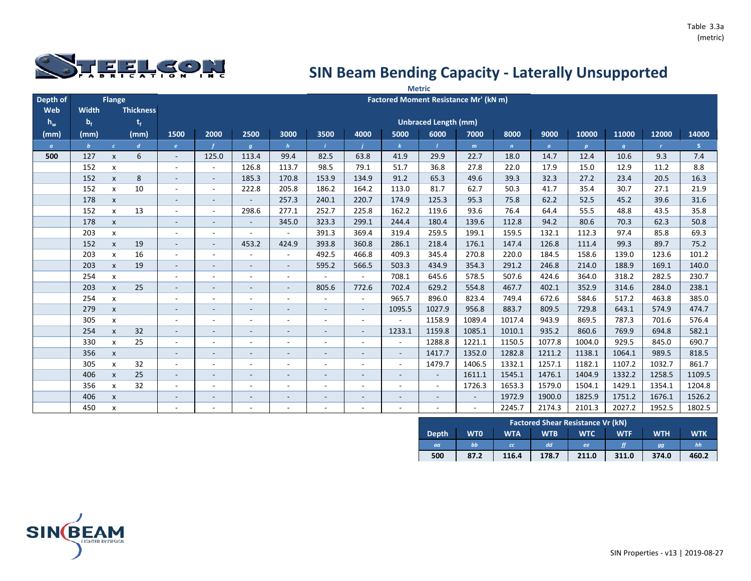Table 3.3a (metric)

# SIN Beam Bending Capacity - Laterally Unsupported

**Metric**

| Depth of Web $h_w$ (mm) | Flange Width $b_f$ (mm) | | Flange Thickness $t_f$ (mm) | Factored Moment Resistance Mr' (kN m) — Unbraced Length (mm) 1500 | 2000 | 2500 | 3000 | 3500 | 4000 | 5000 | 6000 | 7000 | 8000 | 9000 | 10000 | 11000 | 12000 | 14000 |
|---|---|---|---|---|---|---|---|---|---|---|---|---|---|---|---|---|---|---|
| *a* | *b* | *c* | *d* | *e* | *f* | *g* | *h* | *i* | *j* | *k* | *l* | *m* | *n* | *o* | *p* | *q* | *r* | *s* |
| **500** | 127 | x | 6 | - | 125.0 | 113.4 | 99.4 | 82.5 | 63.8 | 41.9 | 29.9 | 22.7 | 18.0 | 14.7 | 12.4 | 10.6 | 9.3 | 7.4 |
| | 152 | x | | - | - | 126.8 | 113.7 | 98.5 | 79.1 | 51.7 | 36.8 | 27.8 | 22.0 | 17.9 | 15.0 | 12.9 | 11.2 | 8.8 |
| | 152 | x | 8 | - | - | 185.3 | 170.8 | 153.9 | 134.9 | 91.2 | 65.3 | 49.6 | 39.3 | 32.3 | 27.2 | 23.4 | 20.5 | 16.3 |
| | 152 | x | 10 | - | - | 222.8 | 205.8 | 186.2 | 164.2 | 113.0 | 81.7 | 62.7 | 50.3 | 41.7 | 35.4 | 30.7 | 27.1 | 21.9 |
| | 178 | x | | - | - | - | 257.3 | 240.1 | 220.7 | 174.9 | 125.3 | 95.3 | 75.8 | 62.2 | 52.5 | 45.2 | 39.6 | 31.6 |
| | 152 | x | 13 | - | - | 298.6 | 277.1 | 252.7 | 225.8 | 162.2 | 119.6 | 93.6 | 76.4 | 64.4 | 55.5 | 48.8 | 43.5 | 35.8 |
| | 178 | x | | - | - | - | 345.0 | 323.3 | 299.1 | 244.4 | 180.4 | 139.6 | 112.8 | 94.2 | 80.6 | 70.3 | 62.3 | 50.8 |
| | 203 | x | | - | - | - | - | 391.3 | 369.4 | 319.4 | 259.5 | 199.1 | 159.5 | 132.1 | 112.3 | 97.4 | 85.8 | 69.3 |
| | 152 | x | 19 | - | - | 453.2 | 424.9 | 393.8 | 360.8 | 286.1 | 218.4 | 176.1 | 147.4 | 126.8 | 111.4 | 99.3 | 89.7 | 75.2 |
| | 203 | x | 16 | - | - | - | - | 492.5 | 466.8 | 409.3 | 345.4 | 270.8 | 220.0 | 184.5 | 158.6 | 139.0 | 123.6 | 101.2 |
| | 203 | x | 19 | - | - | - | - | 595.2 | 566.5 | 503.3 | 434.9 | 354.3 | 291.2 | 246.8 | 214.0 | 188.9 | 169.1 | 140.0 |
| | 254 | x | | - | - | - | - | - | - | 708.1 | 645.6 | 578.5 | 507.6 | 424.6 | 364.0 | 318.2 | 282.5 | 230.7 |
| | 203 | x | 25 | - | - | - | - | 805.6 | 772.6 | 702.4 | 629.2 | 554.8 | 467.7 | 402.1 | 352.9 | 314.6 | 284.0 | 238.1 |
| | 254 | x | | - | - | - | - | - | - | 965.7 | 896.0 | 823.4 | 749.4 | 672.6 | 584.6 | 517.2 | 463.8 | 385.0 |
| | 279 | x | | - | - | - | - | - | - | 1095.5 | 1027.9 | 956.8 | 883.7 | 809.5 | 729.8 | 643.1 | 574.9 | 474.7 |
| | 305 | x | | - | - | - | - | - | - | - | 1158.9 | 1089.4 | 1017.4 | 943.9 | 869.5 | 787.3 | 701.6 | 576.4 |
| | 254 | x | 32 | - | - | - | - | - | - | 1233.1 | 1159.8 | 1085.1 | 1010.1 | 935.2 | 860.6 | 769.9 | 694.8 | 582.1 |
| | 330 | x | 25 | - | - | - | - | - | - | - | 1288.8 | 1221.1 | 1150.5 | 1077.8 | 1004.0 | 929.5 | 845.0 | 690.7 |
| | 356 | x | | - | - | - | - | - | - | - | 1417.7 | 1352.0 | 1282.8 | 1211.2 | 1138.1 | 1064.1 | 989.5 | 818.5 |
| | 305 | x | 32 | - | - | - | - | - | - | - | 1479.7 | 1406.5 | 1332.1 | 1257.1 | 1182.1 | 1107.2 | 1032.7 | 861.7 |
| | 406 | x | 25 | - | - | - | - | - | - | - | - | 1611.1 | 1545.1 | 1476.1 | 1404.9 | 1332.2 | 1258.5 | 1109.5 |
| | 356 | x | 32 | - | - | - | - | - | - | - | - | 1726.3 | 1653.3 | 1579.0 | 1504.1 | 1429.1 | 1354.1 | 1204.8 |
| | 406 | x | | - | - | - | - | - | - | - | - | - | 1972.9 | 1900.0 | 1825.9 | 1751.2 | 1676.1 | 1526.2 |
| | 450 | x | | - | - | - | - | - | - | - | - | - | 2245.7 | 2174.3 | 2101.3 | 2027.2 | 1952.5 | 1802.5 |

**Factored Shear Resistance Vr (kN)**

| Depth | WT0 | WTA | WTB | WTC | WTF | WTH | WTK |
|---|---|---|---|---|---|---|---|
| *aa* | *bb* | *cc* | *dd* | *ee* | *ff* | *gg* | *hh* |
| **500** | **87.2** | **116.4** | **178.7** | **211.0** | **311.0** | **374.0** | **460.2** |

SIN Properties - v13 | 2019-08-27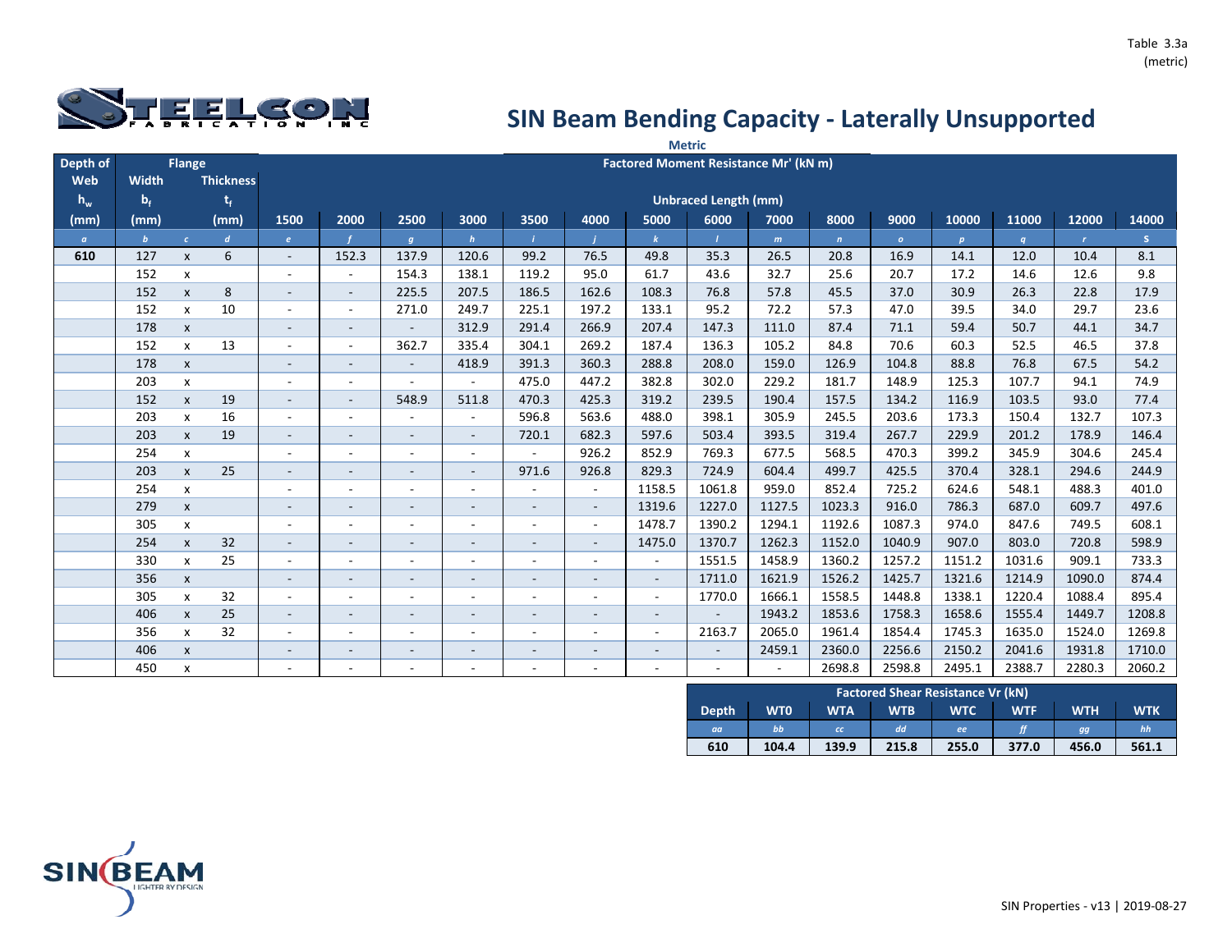Table 3.3a (metric)

STEELCON FABRICATION INC

# SIN Beam Bending Capacity - Laterally Unsupported

**Metric**

| Depth of Web $h_w$ (mm) | Flange Width $b_f$ (mm) | | Flange Thickness $t_f$ (mm) | Factored Moment Resistance Mr' (kN m) — Unbraced Length (mm) 1500 | 2000 | 2500 | 3000 | 3500 | 4000 | 5000 | 6000 | 7000 | 8000 | 9000 | 10000 | 11000 | 12000 | 14000 |
|---|---|---|---|---|---|---|---|---|---|---|---|---|---|---|---|---|---|---|
| *a* | *b* | *c* | *d* | *e* | *f* | *g* | *h* | *i* | *j* | *k* | *l* | *m* | *n* | *o* | *p* | *q* | *r* | *s* |
| **610** | 127 | x | 6 | - | 152.3 | 137.9 | 120.6 | 99.2 | 76.5 | 49.8 | 35.3 | 26.5 | 20.8 | 16.9 | 14.1 | 12.0 | 10.4 | 8.1 |
| | 152 | x | | - | - | 154.3 | 138.1 | 119.2 | 95.0 | 61.7 | 43.6 | 32.7 | 25.6 | 20.7 | 17.2 | 14.6 | 12.6 | 9.8 |
| | 152 | x | 8 | - | - | 225.5 | 207.5 | 186.5 | 162.6 | 108.3 | 76.8 | 57.8 | 45.5 | 37.0 | 30.9 | 26.3 | 22.8 | 17.9 |
| | 152 | x | 10 | - | - | 271.0 | 249.7 | 225.1 | 197.2 | 133.1 | 95.2 | 72.2 | 57.3 | 47.0 | 39.5 | 34.0 | 29.7 | 23.6 |
| | 178 | x | | - | - | - | 312.9 | 291.4 | 266.9 | 207.4 | 147.3 | 111.0 | 87.4 | 71.1 | 59.4 | 50.7 | 44.1 | 34.7 |
| | 152 | x | 13 | - | - | 362.7 | 335.4 | 304.1 | 269.2 | 187.4 | 136.3 | 105.2 | 84.8 | 70.6 | 60.3 | 52.5 | 46.5 | 37.8 |
| | 178 | x | | - | - | - | 418.9 | 391.3 | 360.3 | 288.8 | 208.0 | 159.0 | 126.9 | 104.8 | 88.8 | 76.8 | 67.5 | 54.2 |
| | 203 | x | | - | - | - | - | 475.0 | 447.2 | 382.8 | 302.0 | 229.2 | 181.7 | 148.9 | 125.3 | 107.7 | 94.1 | 74.9 |
| | 152 | x | 19 | - | - | 548.9 | 511.8 | 470.3 | 425.3 | 319.2 | 239.5 | 190.4 | 157.5 | 134.2 | 116.9 | 103.5 | 93.0 | 77.4 |
| | 203 | x | 16 | - | - | - | - | 596.8 | 563.6 | 488.0 | 398.1 | 305.9 | 245.5 | 203.6 | 173.3 | 150.4 | 132.7 | 107.3 |
| | 203 | x | 19 | - | - | - | - | 720.1 | 682.3 | 597.6 | 503.4 | 393.5 | 319.4 | 267.7 | 229.9 | 201.2 | 178.9 | 146.4 |
| | 254 | x | | - | - | - | - | - | 926.2 | 852.9 | 769.3 | 677.5 | 568.5 | 470.3 | 399.2 | 345.9 | 304.6 | 245.4 |
| | 203 | x | 25 | - | - | - | - | 971.6 | 926.8 | 829.3 | 724.9 | 604.4 | 499.7 | 425.5 | 370.4 | 328.1 | 294.6 | 244.9 |
| | 254 | x | | - | - | - | - | - | - | 1158.5 | 1061.8 | 959.0 | 852.4 | 725.2 | 624.6 | 548.1 | 488.3 | 401.0 |
| | 279 | x | | - | - | - | - | - | - | 1319.6 | 1227.0 | 1127.5 | 1023.3 | 916.0 | 786.3 | 687.0 | 609.7 | 497.6 |
| | 305 | x | | - | - | - | - | - | - | 1478.7 | 1390.2 | 1294.1 | 1192.6 | 1087.3 | 974.0 | 847.6 | 749.5 | 608.1 |
| | 254 | x | 32 | - | - | - | - | - | - | 1475.0 | 1370.7 | 1262.3 | 1152.0 | 1040.9 | 907.0 | 803.0 | 720.8 | 598.9 |
| | 330 | x | 25 | - | - | - | - | - | - | - | 1551.5 | 1458.9 | 1360.2 | 1257.2 | 1151.2 | 1031.6 | 909.1 | 733.3 |
| | 356 | x | | - | - | - | - | - | - | - | 1711.0 | 1621.9 | 1526.2 | 1425.7 | 1321.6 | 1214.9 | 1090.0 | 874.4 |
| | 305 | x | 32 | - | - | - | - | - | - | - | 1770.0 | 1666.1 | 1558.5 | 1448.8 | 1338.1 | 1220.4 | 1088.4 | 895.4 |
| | 406 | x | 25 | - | - | - | - | - | - | - | - | 1943.2 | 1853.6 | 1758.3 | 1658.6 | 1555.4 | 1449.7 | 1208.8 |
| | 356 | x | 32 | - | - | - | - | - | - | - | 2163.7 | 2065.0 | 1961.4 | 1854.4 | 1745.3 | 1635.0 | 1524.0 | 1269.8 |
| | 406 | x | | - | - | - | - | - | - | - | - | 2459.1 | 2360.0 | 2256.6 | 2150.2 | 2041.6 | 1931.8 | 1710.0 |
| | 450 | x | | - | - | - | - | - | - | - | - | - | 2698.8 | 2598.8 | 2495.1 | 2388.7 | 2280.3 | 2060.2 |

| Factored Shear Resistance Vr (kN) | | | | | | | |
|---|---|---|---|---|---|---|---|
| Depth | WT0 | WTA | WTB | WTC | WTF | WTH | WTK |
| *aa* | *bb* | *cc* | *dd* | *ee* | *ff* | *gg* | *hh* |
| **610** | **104.4** | **139.9** | **215.8** | **255.0** | **377.0** | **456.0** | **561.1** |

SIN BEAM LIGHTER BY DESIGN

SIN Properties - v13 | 2019-08-27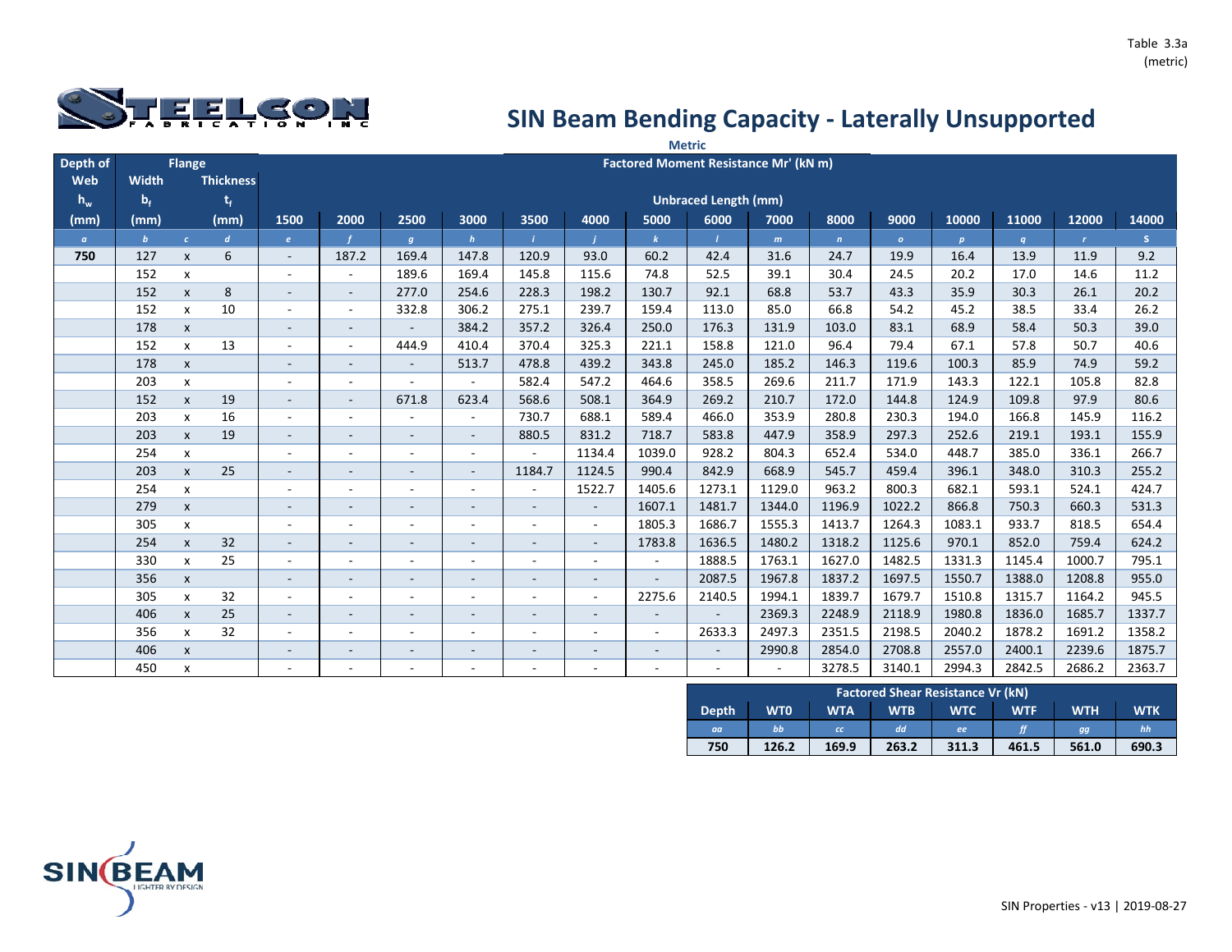Table 3.3a (metric)

# SIN Beam Bending Capacity - Laterally Unsupported

**Metric**

| Depth of Web $h_w$ (mm) | Flange Width $b_f$ (mm) | | Flange Thickness $t_f$ (mm) | Factored Moment Resistance Mr' (kN m) — Unbraced Length (mm): 1500 | 2000 | 2500 | 3000 | 3500 | 4000 | 5000 | 6000 | 7000 | 8000 | 9000 | 10000 | 11000 | 12000 | 14000 |
|---|---|---|---|---|---|---|---|---|---|---|---|---|---|---|---|---|---|---|
| *a* | *b* | *c* | *d* | *e* | *f* | *g* | *h* | *i* | *j* | *k* | *l* | *m* | *n* | *o* | *p* | *q* | *r* | *s* |
| **750** | 127 | x | 6 | - | 187.2 | 169.4 | 147.8 | 120.9 | 93.0 | 60.2 | 42.4 | 31.6 | 24.7 | 19.9 | 16.4 | 13.9 | 11.9 | 9.2 |
| | 152 | x | | - | - | 189.6 | 169.4 | 145.8 | 115.6 | 74.8 | 52.5 | 39.1 | 30.4 | 24.5 | 20.2 | 17.0 | 14.6 | 11.2 |
| | 152 | x | 8 | - | - | 277.0 | 254.6 | 228.3 | 198.2 | 130.7 | 92.1 | 68.8 | 53.7 | 43.3 | 35.9 | 30.3 | 26.1 | 20.2 |
| | 152 | x | 10 | - | - | 332.8 | 306.2 | 275.1 | 239.7 | 159.4 | 113.0 | 85.0 | 66.8 | 54.2 | 45.2 | 38.5 | 33.4 | 26.2 |
| | 178 | x | | - | - | - | 384.2 | 357.2 | 326.4 | 250.0 | 176.3 | 131.9 | 103.0 | 83.1 | 68.9 | 58.4 | 50.3 | 39.0 |
| | 152 | x | 13 | - | - | 444.9 | 410.4 | 370.4 | 325.3 | 221.1 | 158.8 | 121.0 | 96.4 | 79.4 | 67.1 | 57.8 | 50.7 | 40.6 |
| | 178 | x | | - | - | - | 513.7 | 478.8 | 439.2 | 343.8 | 245.0 | 185.2 | 146.3 | 119.6 | 100.3 | 85.9 | 74.9 | 59.2 |
| | 203 | x | | - | - | - | - | 582.4 | 547.2 | 464.6 | 358.5 | 269.6 | 211.7 | 171.9 | 143.3 | 122.1 | 105.8 | 82.8 |
| | 152 | x | 19 | - | - | 671.8 | 623.4 | 568.6 | 508.1 | 364.9 | 269.2 | 210.7 | 172.0 | 144.8 | 124.9 | 109.8 | 97.9 | 80.6 |
| | 203 | x | 16 | - | - | - | - | 730.7 | 688.1 | 589.4 | 466.0 | 353.9 | 280.8 | 230.3 | 194.0 | 166.8 | 145.9 | 116.2 |
| | 203 | x | 19 | - | - | - | - | 880.5 | 831.2 | 718.7 | 583.8 | 447.9 | 358.9 | 297.3 | 252.6 | 219.1 | 193.1 | 155.9 |
| | 254 | x | | - | - | - | - | - | 1134.4 | 1039.0 | 928.2 | 804.3 | 652.4 | 534.0 | 448.7 | 385.0 | 336.1 | 266.7 |
| | 203 | x | 25 | - | - | - | - | 1184.7 | 1124.5 | 990.4 | 842.9 | 668.9 | 545.7 | 459.4 | 396.1 | 348.0 | 310.3 | 255.2 |
| | 254 | x | | - | - | - | - | - | 1522.7 | 1405.6 | 1273.1 | 1129.0 | 963.2 | 800.3 | 682.1 | 593.1 | 524.1 | 424.7 |
| | 279 | x | | - | - | - | - | - | - | 1607.1 | 1481.7 | 1344.0 | 1196.9 | 1022.2 | 866.8 | 750.3 | 660.3 | 531.3 |
| | 305 | x | | - | - | - | - | - | - | 1805.3 | 1686.7 | 1555.3 | 1413.7 | 1264.3 | 1083.1 | 933.7 | 818.5 | 654.4 |
| | 254 | x | 32 | - | - | - | - | - | - | 1783.8 | 1636.5 | 1480.2 | 1318.2 | 1125.6 | 970.1 | 852.0 | 759.4 | 624.2 |
| | 330 | x | 25 | - | - | - | - | - | - | - | 1888.5 | 1763.1 | 1627.0 | 1482.5 | 1331.3 | 1145.4 | 1000.7 | 795.1 |
| | 356 | x | | - | - | - | - | - | - | - | 2087.5 | 1967.8 | 1837.2 | 1697.5 | 1550.7 | 1388.0 | 1208.8 | 955.0 |
| | 305 | x | 32 | - | - | - | - | - | - | 2275.6 | 2140.5 | 1994.1 | 1839.7 | 1679.7 | 1510.8 | 1315.7 | 1164.2 | 945.5 |
| | 406 | x | 25 | - | - | - | - | - | - | - | - | 2369.3 | 2248.9 | 2118.9 | 1980.8 | 1836.0 | 1685.7 | 1337.7 |
| | 356 | x | 32 | - | - | - | - | - | - | - | 2633.3 | 2497.3 | 2351.5 | 2198.5 | 2040.2 | 1878.2 | 1691.2 | 1358.2 |
| | 406 | x | | - | - | - | - | - | - | - | - | 2990.8 | 2854.0 | 2708.8 | 2557.0 | 2400.1 | 2239.6 | 1875.7 |
| | 450 | x | | - | - | - | - | - | - | - | - | - | 3278.5 | 3140.1 | 2994.3 | 2842.5 | 2686.2 | 2363.7 |

**Factored Shear Resistance Vr (kN)**

| Depth | WT0 | WTA | WTB | WTC | WTF | WTH | WTK |
|---|---|---|---|---|---|---|---|
| *aa* | *bb* | *cc* | *dd* | *ee* | *ff* | *gg* | *hh* |
| **750** | **126.2** | **169.9** | **263.2** | **311.3** | **461.5** | **561.0** | **690.3** |

SIN Properties - v13 | 2019-08-27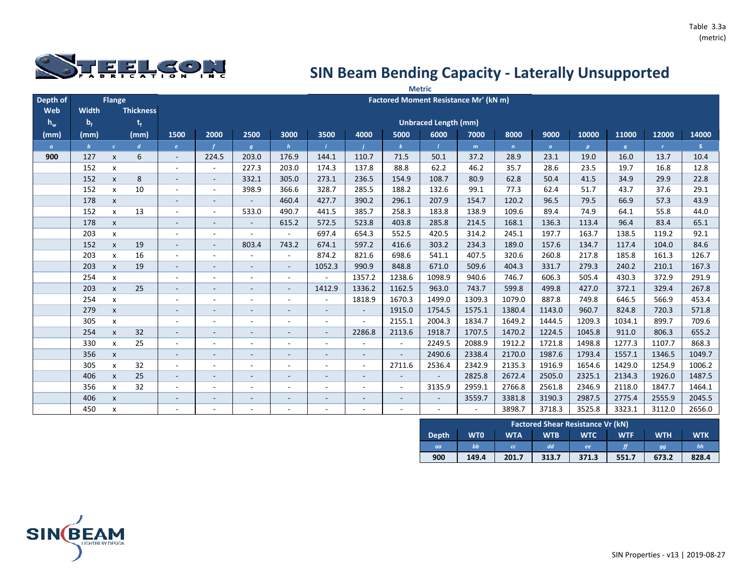Table 3.3a (metric)

# SIN Beam Bending Capacity - Laterally Unsupported

**Metric**

| Depth of Web $h_w$ (mm) | Flange Width $b_f$ (mm) | | Flange Thickness $t_f$ (mm) | Factored Moment Resistance Mr' (kN m) — Unbraced Length (mm) 1500 | 2000 | 2500 | 3000 | 3500 | 4000 | 5000 | 6000 | 7000 | 8000 | 9000 | 10000 | 11000 | 12000 | 14000 |
|---|---|---|---|---|---|---|---|---|---|---|---|---|---|---|---|---|---|---|
| *a* | *b* | *c* | *d* | *e* | *f* | *g* | *h* | *i* | *j* | *k* | *l* | *m* | *n* | *o* | *p* | *q* | *r* | *s* |
| **900** | 127 | x | 6 | - | 224.5 | 203.0 | 176.9 | 144.1 | 110.7 | 71.5 | 50.1 | 37.2 | 28.9 | 23.1 | 19.0 | 16.0 | 13.7 | 10.4 |
| | 152 | x | | - | - | 227.3 | 203.0 | 174.3 | 137.8 | 88.8 | 62.2 | 46.2 | 35.7 | 28.6 | 23.5 | 19.7 | 16.8 | 12.8 |
| | 152 | x | 8 | - | - | 332.1 | 305.0 | 273.1 | 236.5 | 154.9 | 108.7 | 80.9 | 62.8 | 50.4 | 41.5 | 34.9 | 29.9 | 22.8 |
| | 152 | x | 10 | - | - | 398.9 | 366.6 | 328.7 | 285.5 | 188.2 | 132.6 | 99.1 | 77.3 | 62.4 | 51.7 | 43.7 | 37.6 | 29.1 |
| | 178 | x | | - | - | - | 460.4 | 427.7 | 390.2 | 296.1 | 207.9 | 154.7 | 120.2 | 96.5 | 79.5 | 66.9 | 57.3 | 43.9 |
| | 152 | x | 13 | - | - | 533.0 | 490.7 | 441.5 | 385.7 | 258.3 | 183.8 | 138.9 | 109.6 | 89.4 | 74.9 | 64.1 | 55.8 | 44.0 |
| | 178 | x | | - | - | - | 615.2 | 572.5 | 523.8 | 403.8 | 285.8 | 214.5 | 168.1 | 136.3 | 113.4 | 96.4 | 83.4 | 65.1 |
| | 203 | x | | - | - | - | - | 697.4 | 654.3 | 552.5 | 420.5 | 314.2 | 245.1 | 197.7 | 163.7 | 138.5 | 119.2 | 92.1 |
| | 152 | x | 19 | - | - | 803.4 | 743.2 | 674.1 | 597.2 | 416.6 | 303.2 | 234.3 | 189.0 | 157.6 | 134.7 | 117.4 | 104.0 | 84.6 |
| | 203 | x | 16 | - | - | - | - | 874.2 | 821.6 | 698.6 | 541.1 | 407.5 | 320.6 | 260.8 | 217.8 | 185.8 | 161.3 | 126.7 |
| | 203 | x | 19 | - | - | - | - | 1052.3 | 990.9 | 848.8 | 671.0 | 509.6 | 404.3 | 331.7 | 279.3 | 240.2 | 210.1 | 167.3 |
| | 254 | x | | - | - | - | - | - | 1357.2 | 1238.6 | 1098.9 | 940.6 | 746.7 | 606.3 | 505.4 | 430.3 | 372.9 | 291.9 |
| | 203 | x | 25 | - | - | - | - | 1412.9 | 1336.2 | 1162.5 | 963.0 | 743.7 | 599.8 | 499.8 | 427.0 | 372.1 | 329.4 | 267.8 |
| | 254 | x | | - | - | - | - | - | 1818.9 | 1670.3 | 1499.0 | 1309.3 | 1079.0 | 887.8 | 749.8 | 646.5 | 566.9 | 453.4 |
| | 279 | x | | - | - | - | - | - | - | 1915.0 | 1754.5 | 1575.1 | 1380.4 | 1143.0 | 960.7 | 824.8 | 720.3 | 571.8 |
| | 305 | x | | - | - | - | - | - | - | 2155.1 | 2004.3 | 1834.7 | 1649.2 | 1444.5 | 1209.3 | 1034.1 | 899.7 | 709.6 |
| | 254 | x | 32 | - | - | - | - | - | 2286.8 | 2113.6 | 1918.7 | 1707.5 | 1470.2 | 1224.5 | 1045.8 | 911.0 | 806.3 | 655.2 |
| | 330 | x | 25 | - | - | - | - | - | - | - | 2249.5 | 2088.9 | 1912.2 | 1721.8 | 1498.8 | 1277.3 | 1107.7 | 868.3 |
| | 356 | x | | - | - | - | - | - | - | - | 2490.6 | 2338.4 | 2170.0 | 1987.6 | 1793.4 | 1557.1 | 1346.5 | 1049.7 |
| | 305 | x | 32 | - | - | - | - | - | - | 2711.6 | 2536.4 | 2342.9 | 2135.3 | 1916.9 | 1654.6 | 1429.0 | 1254.9 | 1006.2 |
| | 406 | x | 25 | - | - | - | - | - | - | - | - | 2825.8 | 2672.4 | 2505.0 | 2325.1 | 2134.3 | 1926.0 | 1487.5 |
| | 356 | x | 32 | - | - | - | - | - | - | - | 3135.9 | 2959.1 | 2766.8 | 2561.8 | 2346.9 | 2118.0 | 1847.7 | 1464.1 |
| | 406 | x | | - | - | - | - | - | - | - | - | 3559.7 | 3381.8 | 3190.3 | 2987.5 | 2775.4 | 2555.9 | 2045.5 |
| | 450 | x | | - | - | - | - | - | - | - | - | - | 3898.7 | 3718.3 | 3525.8 | 3323.1 | 3112.0 | 2656.0 |

| Factored Shear Resistance Vr (kN) | | | | | | | |
|---|---|---|---|---|---|---|---|
| Depth | WT0 | WTA | WTB | WTC | WTF | WTH | WTK |
| *aa* | *bb* | *cc* | *dd* | *ee* | *ff* | *gg* | *hh* |
| **900** | **149.4** | **201.7** | **313.7** | **371.3** | **551.7** | **673.2** | **828.4** |

SIN Properties - v13 | 2019-08-27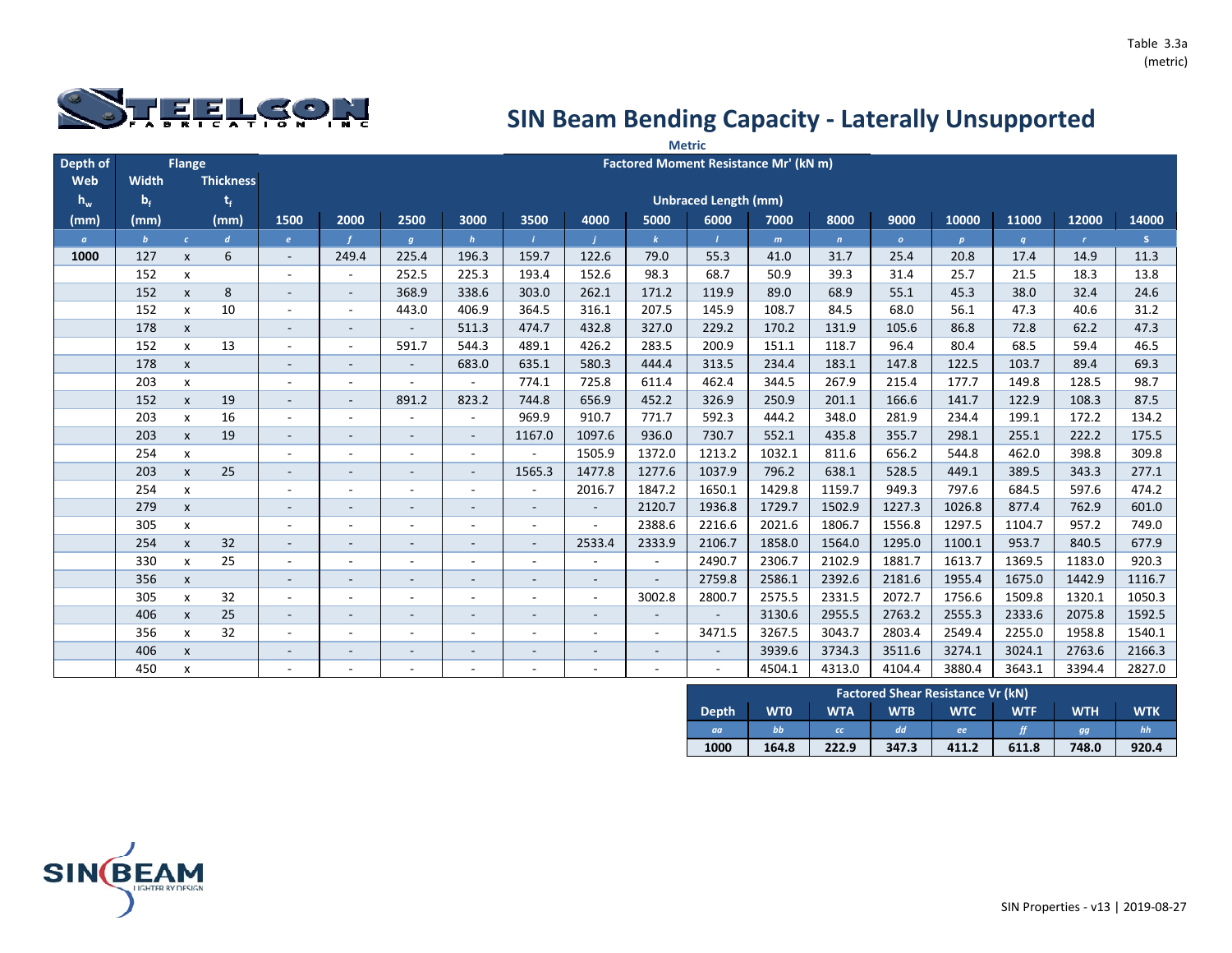Table 3.3a
(metric)

# SIN Beam Bending Capacity - Laterally Unsupported

**Metric**

| Depth of Web $h_w$ (mm) | Flange Width $b_f$ (mm) | | Flange Thickness $t_f$ (mm) | Factored Moment Resistance Mr' (kN m) — Unbraced Length (mm) 1500 | 2000 | 2500 | 3000 | 3500 | 4000 | 5000 | 6000 | 7000 | 8000 | 9000 | 10000 | 11000 | 12000 | 14000 |
|---|---|---|---|---|---|---|---|---|---|---|---|---|---|---|---|---|---|---|
| *a* | *b* | *c* | *d* | *e* | *f* | *g* | *h* | *i* | *j* | *k* | *l* | *m* | *n* | *o* | *p* | *q* | *r* | *s* |
| 1000 | 127 | x | 6 | - | 249.4 | 225.4 | 196.3 | 159.7 | 122.6 | 79.0 | 55.3 | 41.0 | 31.7 | 25.4 | 20.8 | 17.4 | 14.9 | 11.3 |
| | 152 | x | | - | - | 252.5 | 225.3 | 193.4 | 152.6 | 98.3 | 68.7 | 50.9 | 39.3 | 31.4 | 25.7 | 21.5 | 18.3 | 13.8 |
| | 152 | x | 8 | - | - | 368.9 | 338.6 | 303.0 | 262.1 | 171.2 | 119.9 | 89.0 | 68.9 | 55.1 | 45.3 | 38.0 | 32.4 | 24.6 |
| | 152 | x | 10 | - | - | 443.0 | 406.9 | 364.5 | 316.1 | 207.5 | 145.9 | 108.7 | 84.5 | 68.0 | 56.1 | 47.3 | 40.6 | 31.2 |
| | 178 | x | | - | - | - | 511.3 | 474.7 | 432.8 | 327.0 | 229.2 | 170.2 | 131.9 | 105.6 | 86.8 | 72.8 | 62.2 | 47.3 |
| | 152 | x | 13 | - | - | 591.7 | 544.3 | 489.1 | 426.2 | 283.5 | 200.9 | 151.1 | 118.7 | 96.4 | 80.4 | 68.5 | 59.4 | 46.5 |
| | 178 | x | | - | - | - | 683.0 | 635.1 | 580.3 | 444.4 | 313.5 | 234.4 | 183.1 | 147.8 | 122.5 | 103.7 | 89.4 | 69.3 |
| | 203 | x | | - | - | - | - | 774.1 | 725.8 | 611.4 | 462.4 | 344.5 | 267.9 | 215.4 | 177.7 | 149.8 | 128.5 | 98.7 |
| | 152 | x | 19 | - | - | 891.2 | 823.2 | 744.8 | 656.9 | 452.2 | 326.9 | 250.9 | 201.1 | 166.6 | 141.7 | 122.9 | 108.3 | 87.5 |
| | 203 | x | 16 | - | - | - | - | 969.9 | 910.7 | 771.7 | 592.3 | 444.2 | 348.0 | 281.9 | 234.4 | 199.1 | 172.2 | 134.2 |
| | 203 | x | 19 | - | - | - | - | 1167.0 | 1097.6 | 936.0 | 730.7 | 552.1 | 435.8 | 355.7 | 298.1 | 255.1 | 222.2 | 175.5 |
| | 254 | x | | - | - | - | - | - | 1505.9 | 1372.0 | 1213.2 | 1032.1 | 811.6 | 656.2 | 544.8 | 462.0 | 398.8 | 309.8 |
| | 203 | x | 25 | - | - | - | - | 1565.3 | 1477.8 | 1277.6 | 1037.9 | 796.2 | 638.1 | 528.5 | 449.1 | 389.5 | 343.3 | 277.1 |
| | 254 | x | | - | - | - | - | - | 2016.7 | 1847.2 | 1650.1 | 1429.8 | 1159.7 | 949.3 | 797.6 | 684.5 | 597.6 | 474.2 |
| | 279 | x | | - | - | - | - | - | - | 2120.7 | 1936.8 | 1729.7 | 1502.9 | 1227.3 | 1026.8 | 877.4 | 762.9 | 601.0 |
| | 305 | x | | - | - | - | - | - | - | 2388.6 | 2216.6 | 2021.6 | 1806.7 | 1556.8 | 1297.5 | 1104.7 | 957.2 | 749.0 |
| | 254 | x | 32 | - | - | - | - | - | 2533.4 | 2333.9 | 2106.7 | 1858.0 | 1564.0 | 1295.0 | 1100.1 | 953.7 | 840.5 | 677.9 |
| | 330 | x | 25 | - | - | - | - | - | - | - | 2490.7 | 2306.7 | 2102.9 | 1881.7 | 1613.7 | 1369.5 | 1183.0 | 920.3 |
| | 356 | x | | - | - | - | - | - | - | - | 2759.8 | 2586.1 | 2392.6 | 2181.6 | 1955.4 | 1675.0 | 1442.9 | 1116.7 |
| | 305 | x | 32 | - | - | - | - | - | - | 3002.8 | 2800.7 | 2575.5 | 2331.5 | 2072.7 | 1756.6 | 1509.8 | 1320.1 | 1050.3 |
| | 406 | x | 25 | - | - | - | - | - | - | - | - | 3130.6 | 2955.5 | 2763.2 | 2555.3 | 2333.6 | 2075.8 | 1592.5 |
| | 356 | x | 32 | - | - | - | - | - | - | - | 3471.5 | 3267.5 | 3043.7 | 2803.4 | 2549.4 | 2255.0 | 1958.8 | 1540.1 |
| | 406 | x | | - | - | - | - | - | - | - | - | 3939.6 | 3734.3 | 3511.6 | 3274.1 | 3024.1 | 2763.6 | 2166.3 |
| | 450 | x | | - | - | - | - | - | - | - | - | 4504.1 | 4313.0 | 4104.4 | 3880.4 | 3643.1 | 3394.4 | 2827.0 |

**Factored Shear Resistance Vr (kN)**

| Depth | WT0 | WTA | WTB | WTC | WTF | WTH | WTK |
|---|---|---|---|---|---|---|---|
| *aa* | *bb* | *cc* | *dd* | *ee* | *ff* | *gg* | *hh* |
| **1000** | **164.8** | **222.9** | **347.3** | **411.2** | **611.8** | **748.0** | **920.4** |

SIN Properties - v13 | 2019-08-27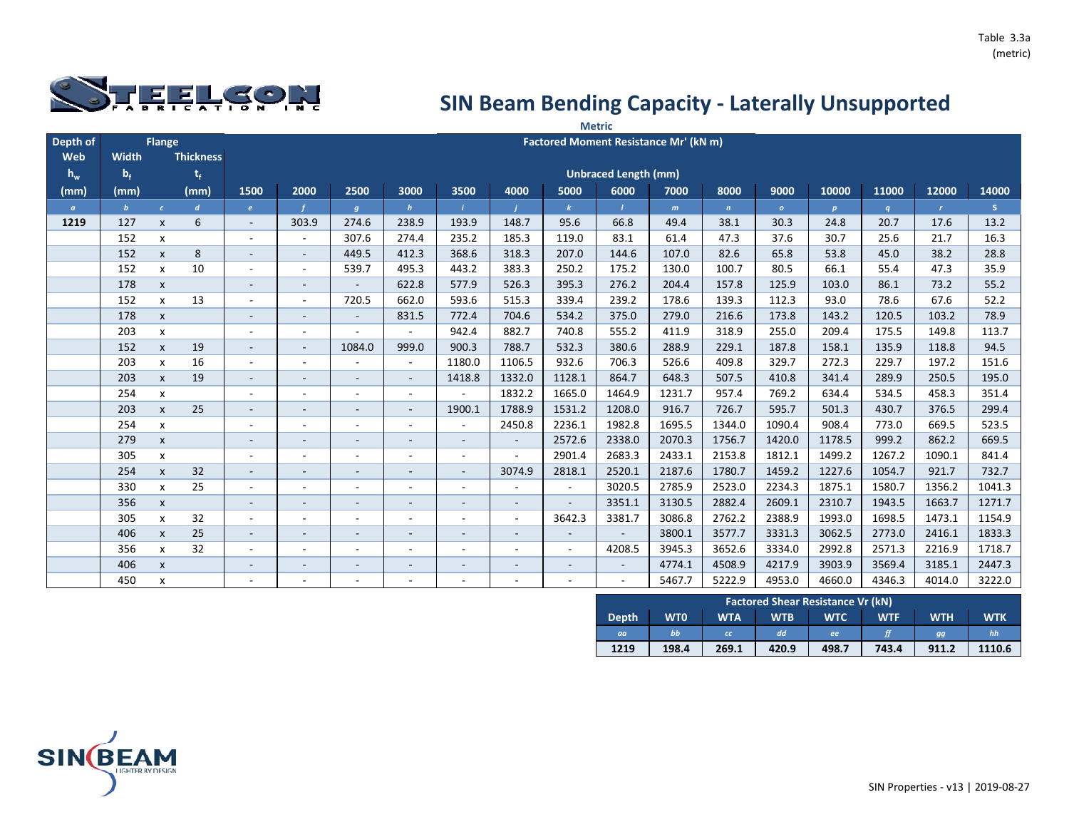Table 3.3a
(metric)

# SIN Beam Bending Capacity - Laterally Unsupported

**Metric**

| Depth of Web $h_w$ (mm) | Flange Width $b_f$ (mm) | | Flange Thickness $t_f$ (mm) | Factored Moment Resistance Mr' (kN m) — Unbraced Length (mm) 1500 | 2000 | 2500 | 3000 | 3500 | 4000 | 5000 | 6000 | 7000 | 8000 | 9000 | 10000 | 11000 | 12000 | 14000 |
|---|---|---|---|---|---|---|---|---|---|---|---|---|---|---|---|---|---|---|
| *a* | *b* | *c* | *d* | *e* | *f* | *g* | *h* | *i* | *j* | *k* | *l* | *m* | *n* | *o* | *p* | *q* | *r* | *s* |
| **1219** | 127 | x | 6 | - | 303.9 | 274.6 | 238.9 | 193.9 | 148.7 | 95.6 | 66.8 | 49.4 | 38.1 | 30.3 | 24.8 | 20.7 | 17.6 | 13.2 |
| | 152 | x | | - | - | 307.6 | 274.4 | 235.2 | 185.3 | 119.0 | 83.1 | 61.4 | 47.3 | 37.6 | 30.7 | 25.6 | 21.7 | 16.3 |
| | 152 | x | 8 | - | - | 449.5 | 412.3 | 368.6 | 318.3 | 207.0 | 144.6 | 107.0 | 82.6 | 65.8 | 53.8 | 45.0 | 38.2 | 28.8 |
| | 152 | x | 10 | - | - | 539.7 | 495.3 | 443.2 | 383.3 | 250.2 | 175.2 | 130.0 | 100.7 | 80.5 | 66.1 | 55.4 | 47.3 | 35.9 |
| | 178 | x | | - | - | - | 622.8 | 577.9 | 526.3 | 395.3 | 276.2 | 204.4 | 157.8 | 125.9 | 103.0 | 86.1 | 73.2 | 55.2 |
| | 152 | x | 13 | - | - | 720.5 | 662.0 | 593.6 | 515.3 | 339.4 | 239.2 | 178.6 | 139.3 | 112.3 | 93.0 | 78.6 | 67.6 | 52.2 |
| | 178 | x | | - | - | - | 831.5 | 772.4 | 704.6 | 534.2 | 375.0 | 279.0 | 216.6 | 173.8 | 143.2 | 120.5 | 103.2 | 78.9 |
| | 203 | x | | - | - | - | - | 942.4 | 882.7 | 740.8 | 555.2 | 411.9 | 318.9 | 255.0 | 209.4 | 175.5 | 149.8 | 113.7 |
| | 152 | x | 19 | - | - | 1084.0 | 999.0 | 900.3 | 788.7 | 532.3 | 380.6 | 288.9 | 229.1 | 187.8 | 158.1 | 135.9 | 118.8 | 94.5 |
| | 203 | x | 16 | - | - | - | - | 1180.0 | 1106.5 | 932.6 | 706.3 | 526.6 | 409.8 | 329.7 | 272.3 | 229.7 | 197.2 | 151.6 |
| | 203 | x | 19 | - | - | - | - | 1418.8 | 1332.0 | 1128.1 | 864.7 | 648.3 | 507.5 | 410.8 | 341.4 | 289.9 | 250.5 | 195.0 |
| | 254 | x | | - | - | - | - | - | 1832.2 | 1665.0 | 1464.9 | 1231.7 | 957.4 | 769.2 | 634.4 | 534.5 | 458.3 | 351.4 |
| | 203 | x | 25 | - | - | - | - | 1900.1 | 1788.9 | 1531.2 | 1208.0 | 916.7 | 726.7 | 595.7 | 501.3 | 430.7 | 376.5 | 299.4 |
| | 254 | x | | - | - | - | - | - | 2450.8 | 2236.1 | 1982.8 | 1695.5 | 1344.0 | 1090.4 | 908.4 | 773.0 | 669.5 | 523.5 |
| | 279 | x | | - | - | - | - | - | - | 2572.6 | 2338.0 | 2070.3 | 1756.7 | 1420.0 | 1178.5 | 999.2 | 862.2 | 669.5 |
| | 305 | x | | - | - | - | - | - | - | 2901.4 | 2683.3 | 2433.1 | 2153.8 | 1812.1 | 1499.2 | 1267.2 | 1090.1 | 841.4 |
| | 254 | x | 32 | - | - | - | - | - | 3074.9 | 2818.1 | 2520.1 | 2187.6 | 1780.7 | 1459.2 | 1227.6 | 1054.7 | 921.7 | 732.7 |
| | 330 | x | 25 | - | - | - | - | - | - | - | 3020.5 | 2785.9 | 2523.0 | 2234.3 | 1875.1 | 1580.7 | 1356.2 | 1041.3 |
| | 356 | x | | - | - | - | - | - | - | - | 3351.1 | 3130.5 | 2882.4 | 2609.1 | 2310.7 | 1943.5 | 1663.7 | 1271.7 |
| | 305 | x | 32 | - | - | - | - | - | - | 3642.3 | 3381.7 | 3086.8 | 2762.2 | 2388.9 | 1993.0 | 1698.5 | 1473.1 | 1154.9 |
| | 406 | x | 25 | - | - | - | - | - | - | - | - | 3800.1 | 3577.7 | 3331.3 | 3062.5 | 2773.0 | 2416.1 | 1833.3 |
| | 356 | x | 32 | - | - | - | - | - | - | - | 4208.5 | 3945.3 | 3652.6 | 3334.0 | 2992.8 | 2571.3 | 2216.9 | 1718.7 |
| | 406 | x | | - | - | - | - | - | - | - | - | 4774.1 | 4508.9 | 4217.9 | 3903.9 | 3569.4 | 3185.1 | 2447.3 |
| | 450 | x | | - | - | - | - | - | - | - | - | 5467.7 | 5222.9 | 4953.0 | 4660.0 | 4346.3 | 4014.0 | 3222.0 |

| Factored Shear Resistance Vr (kN) Depth | WT0 | WTA | WTB | WTC | WTF | WTH | WTK |
|---|---|---|---|---|---|---|---|
| *aa* | *bb* | *cc* | *dd* | *ee* | *ff* | *gg* | *hh* |
| **1219** | **198.4** | **269.1** | **420.9** | **498.7** | **743.4** | **911.2** | **1110.6** |

SIN Properties - v13 | 2019-08-27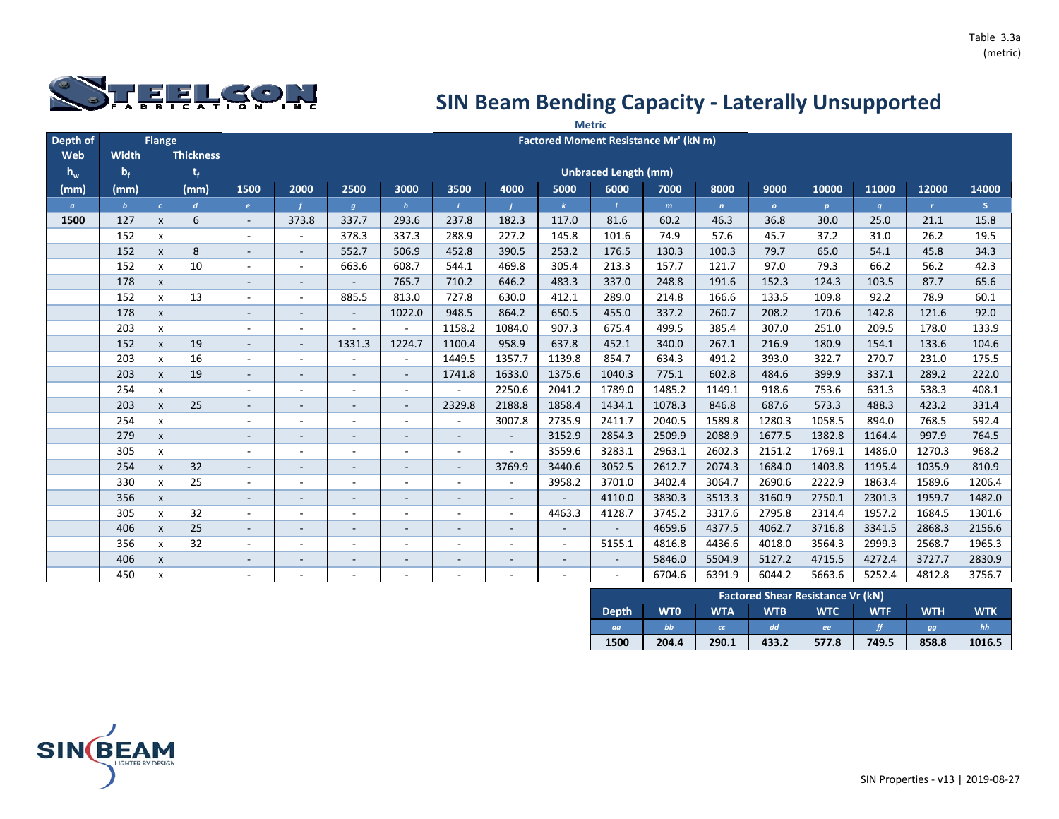Table 3.3a (metric)

# SIN Beam Bending Capacity - Laterally Unsupported

**Metric**

| Depth of Web $h_w$ (mm) | Flange Width $b_f$ (mm) | | Flange Thickness $t_f$ (mm) | Factored Moment Resistance Mr' (kN m) — Unbraced Length (mm) 1500 | 2000 | 2500 | 3000 | 3500 | 4000 | 5000 | 6000 | 7000 | 8000 | 9000 | 10000 | 11000 | 12000 | 14000 |
|---|---|---|---|---|---|---|---|---|---|---|---|---|---|---|---|---|---|---|
| *a* | *b* | *c* | *d* | *e* | *f* | *g* | *h* | *i* | *j* | *k* | *l* | *m* | *n* | *o* | *p* | *q* | *r* | *s* |
| **1500** | 127 | x | 6 | - | 373.8 | 337.7 | 293.6 | 237.8 | 182.3 | 117.0 | 81.6 | 60.2 | 46.3 | 36.8 | 30.0 | 25.0 | 21.1 | 15.8 |
| | 152 | x | | - | - | 378.3 | 337.3 | 288.9 | 227.2 | 145.8 | 101.6 | 74.9 | 57.6 | 45.7 | 37.2 | 31.0 | 26.2 | 19.5 |
| | 152 | x | 8 | - | - | 552.7 | 506.9 | 452.8 | 390.5 | 253.2 | 176.5 | 130.3 | 100.3 | 79.7 | 65.0 | 54.1 | 45.8 | 34.3 |
| | 152 | x | 10 | - | - | 663.6 | 608.7 | 544.1 | 469.8 | 305.4 | 213.3 | 157.7 | 121.7 | 97.0 | 79.3 | 66.2 | 56.2 | 42.3 |
| | 178 | x | | - | - | - | 765.7 | 710.2 | 646.2 | 483.3 | 337.0 | 248.8 | 191.6 | 152.3 | 124.3 | 103.5 | 87.7 | 65.6 |
| | 152 | x | 13 | - | - | 885.5 | 813.0 | 727.8 | 630.0 | 412.1 | 289.0 | 214.8 | 166.6 | 133.5 | 109.8 | 92.2 | 78.9 | 60.1 |
| | 178 | x | | - | - | - | 1022.0 | 948.5 | 864.2 | 650.5 | 455.0 | 337.2 | 260.7 | 208.2 | 170.6 | 142.8 | 121.6 | 92.0 |
| | 203 | x | | - | - | - | - | 1158.2 | 1084.0 | 907.3 | 675.4 | 499.5 | 385.4 | 307.0 | 251.0 | 209.5 | 178.0 | 133.9 |
| | 152 | x | 19 | - | - | 1331.3 | 1224.7 | 1100.4 | 958.9 | 637.8 | 452.1 | 340.0 | 267.1 | 216.9 | 180.9 | 154.1 | 133.6 | 104.6 |
| | 203 | x | 16 | - | - | - | - | 1449.5 | 1357.7 | 1139.8 | 854.7 | 634.3 | 491.2 | 393.0 | 322.7 | 270.7 | 231.0 | 175.5 |
| | 203 | x | 19 | - | - | - | - | 1741.8 | 1633.0 | 1375.6 | 1040.3 | 775.1 | 602.8 | 484.6 | 399.9 | 337.1 | 289.2 | 222.0 |
| | 254 | x | | - | - | - | - | - | 2250.6 | 2041.2 | 1789.0 | 1485.2 | 1149.1 | 918.6 | 753.6 | 631.3 | 538.3 | 408.1 |
| | 203 | x | 25 | - | - | - | - | 2329.8 | 2188.8 | 1858.4 | 1434.1 | 1078.3 | 846.8 | 687.6 | 573.3 | 488.3 | 423.2 | 331.4 |
| | 254 | x | | - | - | - | - | - | 3007.8 | 2735.9 | 2411.7 | 2040.5 | 1589.8 | 1280.3 | 1058.5 | 894.0 | 768.5 | 592.4 |
| | 279 | x | | - | - | - | - | - | - | 3152.9 | 2854.3 | 2509.9 | 2088.9 | 1677.5 | 1382.8 | 1164.4 | 997.9 | 764.5 |
| | 305 | x | | - | - | - | - | - | - | 3559.6 | 3283.1 | 2963.1 | 2602.3 | 2151.2 | 1769.1 | 1486.0 | 1270.3 | 968.2 |
| | 254 | x | 32 | - | - | - | - | - | 3769.9 | 3440.6 | 3052.5 | 2612.7 | 2074.3 | 1684.0 | 1403.8 | 1195.4 | 1035.9 | 810.9 |
| | 330 | x | 25 | - | - | - | - | - | - | 3958.2 | 3701.0 | 3402.4 | 3064.7 | 2690.6 | 2222.9 | 1863.4 | 1589.6 | 1206.4 |
| | 356 | x | | - | - | - | - | - | - | - | 4110.0 | 3830.3 | 3513.3 | 3160.9 | 2750.1 | 2301.3 | 1959.7 | 1482.0 |
| | 305 | x | 32 | - | - | - | - | - | - | 4463.3 | 4128.7 | 3745.2 | 3317.6 | 2795.8 | 2314.4 | 1957.2 | 1684.5 | 1301.6 |
| | 406 | x | 25 | - | - | - | - | - | - | - | - | 4659.6 | 4377.5 | 4062.7 | 3716.8 | 3341.5 | 2868.3 | 2156.6 |
| | 356 | x | 32 | - | - | - | - | - | - | - | 5155.1 | 4816.8 | 4436.6 | 4018.0 | 3564.3 | 2999.3 | 2568.7 | 1965.3 |
| | 406 | x | | - | - | - | - | - | - | - | - | 5846.0 | 5504.9 | 5127.2 | 4715.5 | 4272.4 | 3727.7 | 2830.9 |
| | 450 | x | | - | - | - | - | - | - | - | - | 6704.6 | 6391.9 | 6044.2 | 5663.6 | 5252.4 | 4812.8 | 3756.7 |

| Factored Shear Resistance Vr (kN) — Depth | WT0 | WTA | WTB | WTC | WTF | WTH | WTK |
|---|---|---|---|---|---|---|---|
| *aa* | *bb* | *cc* | *dd* | *ee* | *ff* | *gg* | *hh* |
| **1500** | **204.4** | **290.1** | **433.2** | **577.8** | **749.5** | **858.8** | **1016.5** |

SIN Properties - v13 | 2019-08-27